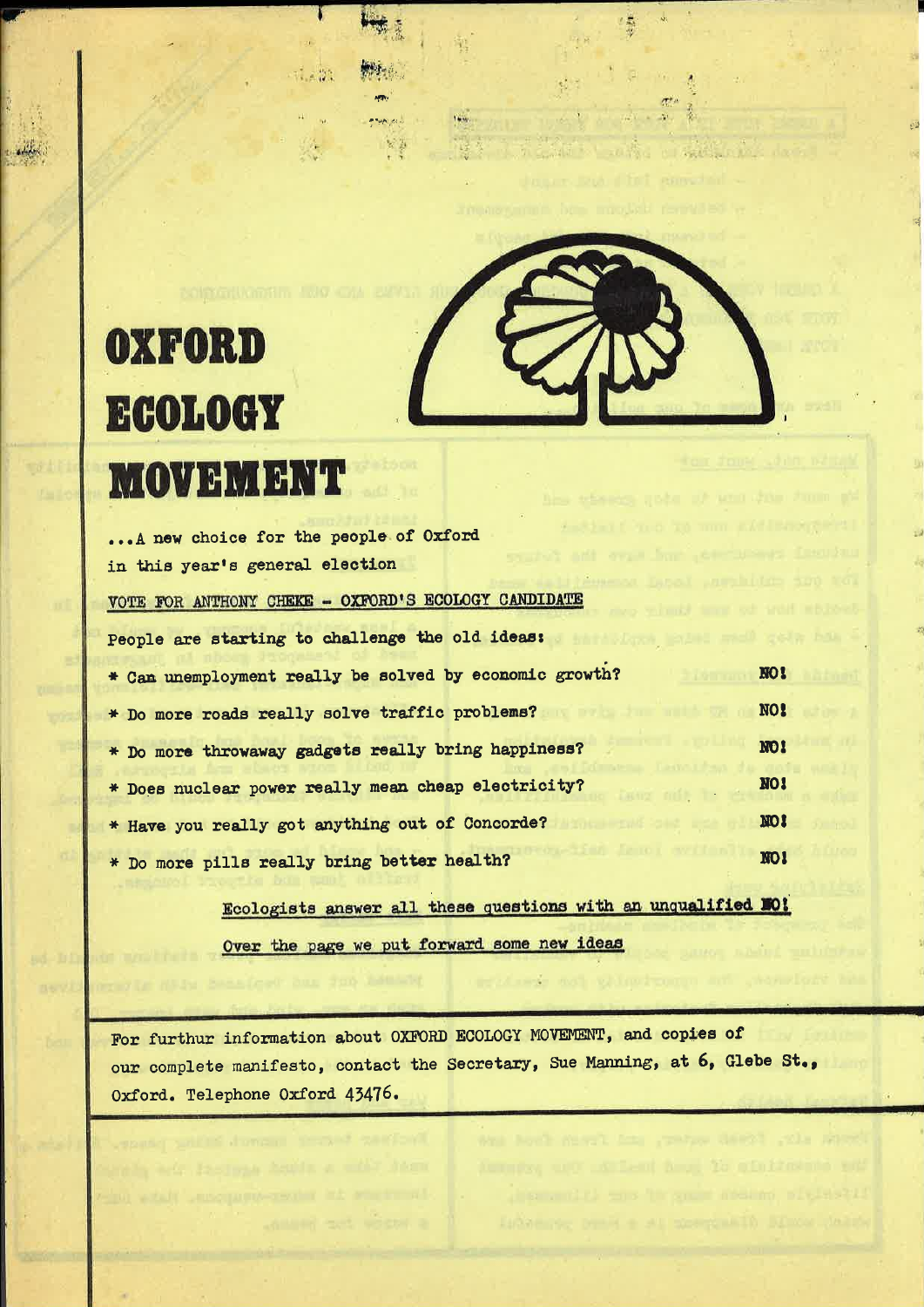# OXFORD ECOLOGY MOVEMENT

...A new choice for the people of Oxford in this year's general election

VOTE FOR ANTHONY CHEKE - OXFORD'S ECOLOGY CANDIDATE

People are starting to challenge the old ideas:

| | |
|---|---|
| * Can unemployment really be solved by economic growth? | NO! |
| * Do more roads really solve traffic problems? | NO! |
| * Do more throwaway gadgets really bring happiness? | NO! |
| * Does nuclear power really mean cheap electricity? | NO! |
| * Have you really got anything out of Concorde? | NO! |
| * Do more pills really bring better health? | NO! |

Ecologists answer all these questions with an unqualified NO!

Over the page we put forward some new ideas

For furthur information about OXFORD ECOLOGY MOVEMENT, and copies of our complete manifesto, contact the Secretary, Sue Manning, at 6, Glebe St., Oxford. Telephone Oxford 43476.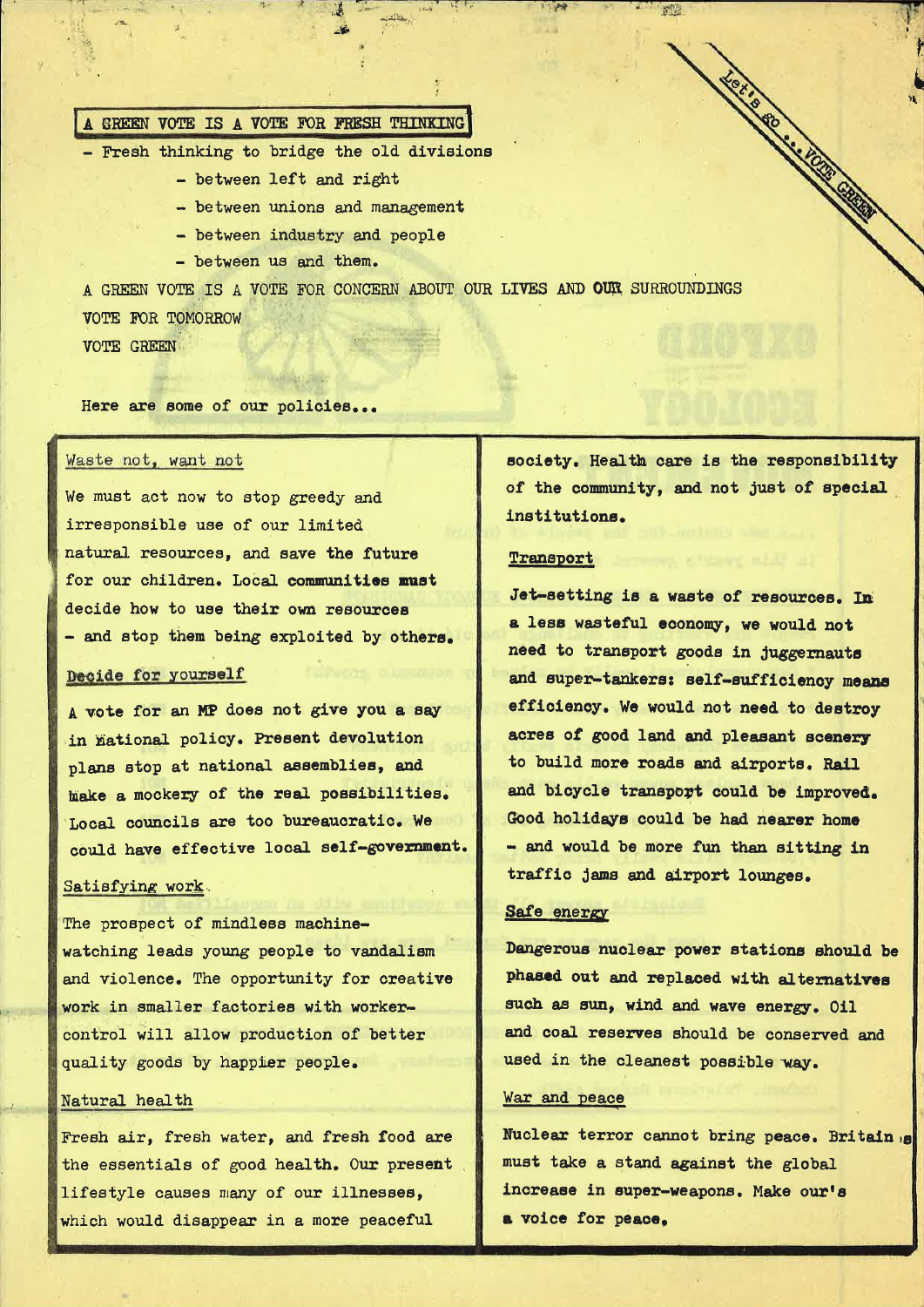Let's go ... VOTE GREEN

**A GREEN VOTE IS A VOTE FOR FRESH THINKING**

- Fresh thinking to bridge the old divisions
  - between left and right
  - between unions and management
  - between industry and people
  - between us and them.

A GREEN VOTE IS A VOTE FOR CONCERN ABOUT OUR LIVES AND OUR SURROUNDINGS

VOTE FOR TOMORROW

VOTE GREEN

Here are some of our policies...

### Waste not, want not

We must act now to stop greedy and irresponsible use of our limited natural resources, and save the future for our children. Local communities must decide how to use their own resources - and stop them being exploited by others.

### Decide for yourself

A vote for an MP does not give you a say in national policy. Present devolution plans stop at national assemblies, and make a mockery of the real possibilities. Local councils are too bureaucratic. We could have effective local self-government.

### Satisfying work

The prospect of mindless machine-watching leads young people to vandalism and violence. The opportunity for creative work in smaller factories with worker-control will allow production of better quality goods by happier people.

### Natural health

Fresh air, fresh water, and fresh food are the essentials of good health. Our present lifestyle causes many of our illnesses, which would disappear in a more peaceful society. Health care is the responsibility of the community, and not just of special institutions.

### Transport

Jet-setting is a waste of resources. In a less wasteful economy, we would not need to transport goods in juggernauts and super-tankers: self-sufficiency means efficiency. We would not need to destroy acres of good land and pleasant scenery to build more roads and airports. Rail and bicycle transport could be improved. Good holidays could be had nearer home - and would be more fun than sitting in traffic jams and airport lounges.

### Safe energy

Dangerous nuclear power stations should be phased out and replaced with alternatives such as sun, wind and wave energy. Oil and coal reserves should be conserved and used in the cleanest possible way.

### War and peace

Nuclear terror cannot bring peace. Britain must take a stand against the global increase in super-weapons. Make our's a voice for peace.